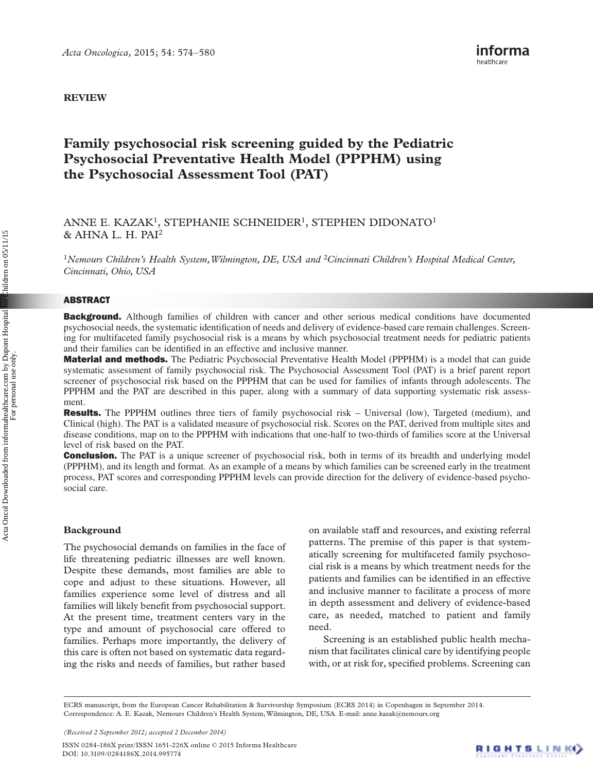REVIEW

# Family psychosocial risk screening guided by the Pediatric Psychosocial Preventative Health Model (PPPHM) using the Psychosocial Assessment Tool (PAT)

ANNE E. KAZAK[1], STEPHANIE SCHNEIDER[1], STEPHEN DIDONATO[1] & AHNA L. H. PAI[2]

[1]*Nemours Children's Health System, Wilmington, DE, USA and* [2]*Cincinnati Children's Hospital Medical Center, Cincinnati, Ohio, USA*

## ABSTRACT

**Background.** Although families of children with cancer and other serious medical conditions have documented psychosocial needs, the systematic identification of needs and delivery of evidence-based care remain challenges. Screening for multifaceted family psychosocial risk is a means by which psychosocial treatment needs for pediatric patients and their families can be identified in an effective and inclusive manner.

**Material and methods.** The Pediatric Psychosocial Preventative Health Model (PPPHM) is a model that can guide systematic assessment of family psychosocial risk. The Psychosocial Assessment Tool (PAT) is a brief parent report screener of psychosocial risk based on the PPPHM that can be used for families of infants through adolescents. The PPPHM and the PAT are described in this paper, along with a summary of data supporting systematic risk assessment.

**Results.** The PPPHM outlines three tiers of family psychosocial risk – Universal (low), Targeted (medium), and Clinical (high). The PAT is a validated measure of psychosocial risk. Scores on the PAT, derived from multiple sites and disease conditions, map on to the PPPHM with indications that one-half to two-thirds of families score at the Universal level of risk based on the PAT.

**Conclusion.** The PAT is a unique screener of psychosocial risk, both in terms of its breadth and underlying model (PPPHM), and its length and format. As an example of a means by which families can be screened early in the treatment process, PAT scores and corresponding PPPHM levels can provide direction for the delivery of evidence-based psychosocial care.

## Background

The psychosocial demands on families in the face of life threatening pediatric illnesses are well known. Despite these demands, most families are able to cope and adjust to these situations. However, all families experience some level of distress and all families will likely benefit from psychosocial support. At the present time, treatment centers vary in the type and amount of psychosocial care offered to families. Perhaps more importantly, the delivery of this care is often not based on systematic data regarding the risks and needs of families, but rather based on available staff and resources, and existing referral patterns. The premise of this paper is that systematically screening for multifaceted family psychosocial risk is a means by which treatment needs for the patients and families can be identified in an effective and inclusive manner to facilitate a process of more in depth assessment and delivery of evidence-based care, as needed, matched to patient and family need.

Screening is an established public health mechanism that facilitates clinical care by identifying people with, or at risk for, specified problems. Screening can

ECRS manuscript, from the European Cancer Rehabilitation & Survivorship Symposium (ECRS 2014) in Copenhagen in September 2014.
Correspondence: A. E. Kazak, Nemours Children's Health System, Wilmington, DE, USA. E-mail: anne.kazak@nemours.org

*(Received 2 September 2012; accepted 2 December 2014)*

ISSN 0284-186X print/ISSN 1651-226X online © 2015 Informa Healthcare
DOI: 10.3109/0284186X.2014.995774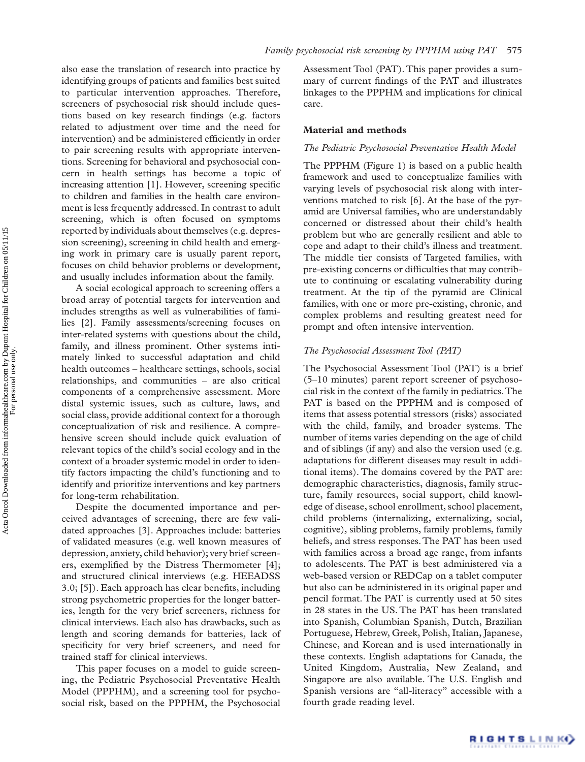also ease the translation of research into practice by identifying groups of patients and families best suited to particular intervention approaches. Therefore, screeners of psychosocial risk should include questions based on key research findings (e.g. factors related to adjustment over time and the need for intervention) and be administered efficiently in order to pair screening results with appropriate interventions. Screening for behavioral and psychosocial concern in health settings has become a topic of increasing attention [1]. However, screening specific to children and families in the health care environment is less frequently addressed. In contrast to adult screening, which is often focused on symptoms reported by individuals about themselves (e.g. depression screening), screening in child health and emerging work in primary care is usually parent report, focuses on child behavior problems or development, and usually includes information about the family.

A social ecological approach to screening offers a broad array of potential targets for intervention and includes strengths as well as vulnerabilities of families [2]. Family assessments/screening focuses on inter-related systems with questions about the child, family, and illness prominent. Other systems intimately linked to successful adaptation and child health outcomes – healthcare settings, schools, social relationships, and communities – are also critical components of a comprehensive assessment. More distal systemic issues, such as culture, laws, and social class, provide additional context for a thorough conceptualization of risk and resilience. A comprehensive screen should include quick evaluation of relevant topics of the child's social ecology and in the context of a broader systemic model in order to identify factors impacting the child's functioning and to identify and prioritize interventions and key partners for long-term rehabilitation.

Despite the documented importance and perceived advantages of screening, there are few validated approaches [3]. Approaches include: batteries of validated measures (e.g. well known measures of depression, anxiety, child behavior); very brief screeners, exemplified by the Distress Thermometer [4]; and structured clinical interviews (e.g. HEEADSS 3.0; [5]). Each approach has clear benefits, including strong psychometric properties for the longer batteries, length for the very brief screeners, richness for clinical interviews. Each also has drawbacks, such as length and scoring demands for batteries, lack of specificity for very brief screeners, and need for trained staff for clinical interviews.

This paper focuses on a model to guide screening, the Pediatric Psychosocial Preventative Health Model (PPPHM), and a screening tool for psychosocial risk, based on the PPPHM, the Psychosocial Assessment Tool (PAT). This paper provides a summary of current findings of the PAT and illustrates linkages to the PPPHM and implications for clinical care.

## Material and methods

### *The Pediatric Psychosocial Preventative Health Model*

The PPPHM (Figure 1) is based on a public health framework and used to conceptualize families with varying levels of psychosocial risk along with interventions matched to risk [6]. At the base of the pyramid are Universal families, who are understandably concerned or distressed about their child's health problem but who are generally resilient and able to cope and adapt to their child's illness and treatment. The middle tier consists of Targeted families, with pre-existing concerns or difficulties that may contribute to continuing or escalating vulnerability during treatment. At the tip of the pyramid are Clinical families, with one or more pre-existing, chronic, and complex problems and resulting greatest need for prompt and often intensive intervention.

### *The Psychosocial Assessment Tool (PAT)*

The Psychosocial Assessment Tool (PAT) is a brief (5–10 minutes) parent report screener of psychosocial risk in the context of the family in pediatrics. The PAT is based on the PPPHM and is composed of items that assess potential stressors (risks) associated with the child, family, and broader systems. The number of items varies depending on the age of child and of siblings (if any) and also the version used (e.g. adaptations for different diseases may result in additional items). The domains covered by the PAT are: demographic characteristics, diagnosis, family structure, family resources, social support, child knowledge of disease, school enrollment, school placement, child problems (internalizing, externalizing, social, cognitive), sibling problems, family problems, family beliefs, and stress responses. The PAT has been used with families across a broad age range, from infants to adolescents. The PAT is best administered via a web-based version or REDCap on a tablet computer but also can be administered in its original paper and pencil format. The PAT is currently used at 50 sites in 28 states in the US. The PAT has been translated into Spanish, Columbian Spanish, Dutch, Brazilian Portuguese, Hebrew, Greek, Polish, Italian, Japanese, Chinese, and Korean and is used internationally in these contexts. English adaptations for Canada, the United Kingdom, Australia, New Zealand, and Singapore are also available. The U.S. English and Spanish versions are "all-literacy" accessible with a fourth grade reading level.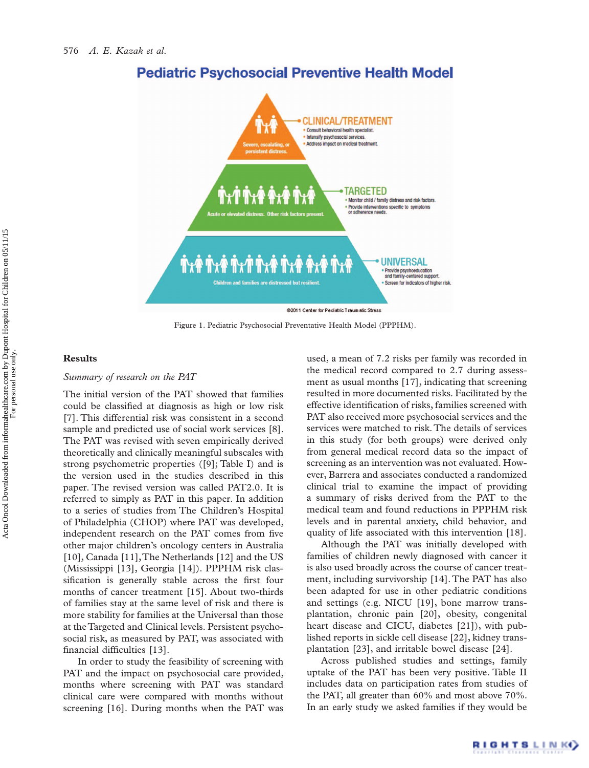Figure 1. Pediatric Psychosocial Preventative Health Model (PPPHM).

## Results

### *Summary of research on the PAT*

The initial version of the PAT showed that families could be classified at diagnosis as high or low risk [7]. This differential risk was consistent in a second sample and predicted use of social work services [8]. The PAT was revised with seven empirically derived theoretically and clinically meaningful subscales with strong psychometric properties ([9]; Table I) and is the version used in the studies described in this paper. The revised version was called PAT2.0. It is referred to simply as PAT in this paper. In addition to a series of studies from The Children's Hospital of Philadelphia (CHOP) where PAT was developed, independent research on the PAT comes from five other major children's oncology centers in Australia [10], Canada [11], The Netherlands [12] and the US (Mississippi [13], Georgia [14]). PPPHM risk classification is generally stable across the first four months of cancer treatment [15]. About two-thirds of families stay at the same level of risk and there is more stability for families at the Universal than those at the Targeted and Clinical levels. Persistent psychosocial risk, as measured by PAT, was associated with financial difficulties [13].

In order to study the feasibility of screening with PAT and the impact on psychosocial care provided, months where screening with PAT was standard clinical care were compared with months without screening [16]. During months when the PAT was used, a mean of 7.2 risks per family was recorded in the medical record compared to 2.7 during assessment as usual months [17], indicating that screening resulted in more documented risks. Facilitated by the effective identification of risks, families screened with PAT also received more psychosocial services and the services were matched to risk. The details of services in this study (for both groups) were derived only from general medical record data so the impact of screening as an intervention was not evaluated. However, Barrera and associates conducted a randomized clinical trial to examine the impact of providing a summary of risks derived from the PAT to the medical team and found reductions in PPPHM risk levels and in parental anxiety, child behavior, and quality of life associated with this intervention [18].

Although the PAT was initially developed with families of children newly diagnosed with cancer it is also used broadly across the course of cancer treatment, including survivorship [14]. The PAT has also been adapted for use in other pediatric conditions and settings (e.g. NICU [19], bone marrow transplantation, chronic pain [20], obesity, congenital heart disease and CICU, diabetes [21]), with published reports in sickle cell disease [22], kidney transplantation [23], and irritable bowel disease [24].

Across published studies and settings, family uptake of the PAT has been very positive. Table II includes data on participation rates from studies of the PAT, all greater than 60% and most above 70%. In an early study we asked families if they would be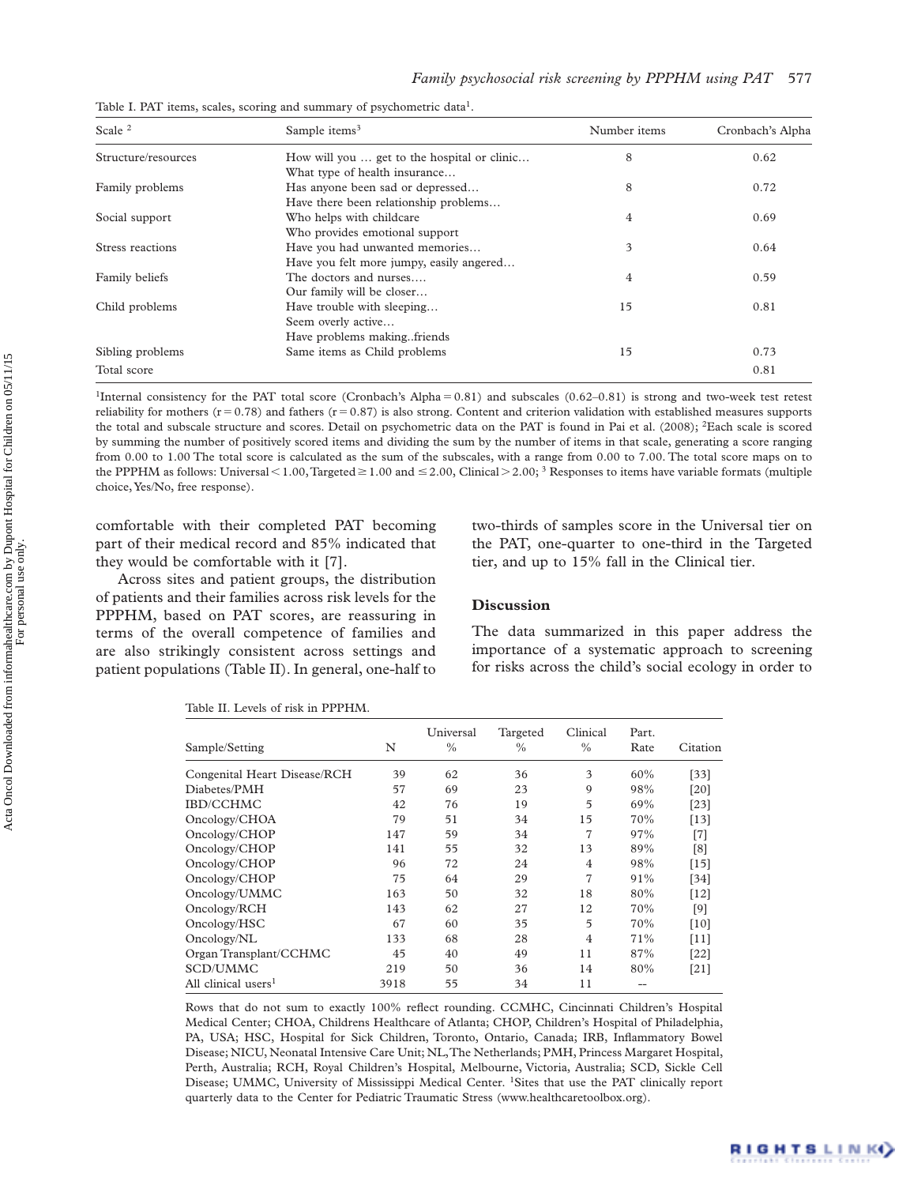Table I. PAT items, scales, scoring and summary of psychometric data[1].

| Scale [2] | Sample items[3] | Number items | Cronbach's Alpha |
|---|---|---|---|
| Structure/resources | How will you … get to the hospital or clinic… What type of health insurance… | 8 | 0.62 |
| Family problems | Has anyone been sad or depressed… Have there been relationship problems… | 8 | 0.72 |
| Social support | Who helps with childcare Who provides emotional support | 4 | 0.69 |
| Stress reactions | Have you had unwanted memories… Have you felt more jumpy, easily angered… | 3 | 0.64 |
| Family beliefs | The doctors and nurses…. Our family will be closer… | 4 | 0.59 |
| Child problems | Have trouble with sleeping… Seem overly active… Have problems making..friends | 15 | 0.81 |
| Sibling problems | Same items as Child problems | 15 | 0.73 |
| Total score | | | 0.81 |

[1]Internal consistency for the PAT total score (Cronbach's Alpha = 0.81) and subscales (0.62–0.81) is strong and two-week test retest reliability for mothers (r = 0.78) and fathers (r = 0.87) is also strong. Content and criterion validation with established measures supports the total and subscale structure and scores. Detail on psychometric data on the PAT is found in Pai et al. (2008); [2]Each scale is scored by summing the number of positively scored items and dividing the sum by the number of items in that scale, generating a score ranging from 0.00 to 1.00 The total score is calculated as the sum of the subscales, with a range from 0.00 to 7.00. The total score maps on to the PPPHM as follows: Universal < 1.00, Targeted ≥ 1.00 and ≤ 2.00, Clinical > 2.00; [3] Responses to items have variable formats (multiple choice, Yes/No, free response).

comfortable with their completed PAT becoming part of their medical record and 85% indicated that they would be comfortable with it [7].

Across sites and patient groups, the distribution of patients and their families across risk levels for the PPPHM, based on PAT scores, are reassuring in terms of the overall competence of families and are also strikingly consistent across settings and patient populations (Table II). In general, one-half to two-thirds of samples score in the Universal tier on the PAT, one-quarter to one-third in the Targeted tier, and up to 15% fall in the Clinical tier.

## Discussion

The data summarized in this paper address the importance of a systematic approach to screening for risks across the child's social ecology in order to

Table II. Levels of risk in PPPHM.

| Sample/Setting | N | Universal % | Targeted % | Clinical % | Part. Rate | Citation |
|---|---|---|---|---|---|---|
| Congenital Heart Disease/RCH | 39 | 62 | 36 | 3 | 60% | [33] |
| Diabetes/PMH | 57 | 69 | 23 | 9 | 98% | [20] |
| IBD/CCHMC | 42 | 76 | 19 | 5 | 69% | [23] |
| Oncology/CHOA | 79 | 51 | 34 | 15 | 70% | [13] |
| Oncology/CHOP | 147 | 59 | 34 | 7 | 97% | [7] |
| Oncology/CHOP | 141 | 55 | 32 | 13 | 89% | [8] |
| Oncology/CHOP | 96 | 72 | 24 | 4 | 98% | [15] |
| Oncology/CHOP | 75 | 64 | 29 | 7 | 91% | [34] |
| Oncology/UMMC | 163 | 50 | 32 | 18 | 80% | [12] |
| Oncology/RCH | 143 | 62 | 27 | 12 | 70% | [9] |
| Oncology/HSC | 67 | 60 | 35 | 5 | 70% | [10] |
| Oncology/NL | 133 | 68 | 28 | 4 | 71% | [11] |
| Organ Transplant/CCHMC | 45 | 40 | 49 | 11 | 87% | [22] |
| SCD/UMMC | 219 | 50 | 36 | 14 | 80% | [21] |
| All clinical users[1] | 3918 | 55 | 34 | 11 | -- | |

Rows that do not sum to exactly 100% reflect rounding. CCMHC, Cincinnati Children's Hospital Medical Center; CHOA, Childrens Healthcare of Atlanta; CHOP, Children's Hospital of Philadelphia, PA, USA; HSC, Hospital for Sick Children, Toronto, Ontario, Canada; IRB, Inflammatory Bowel Disease; NICU, Neonatal Intensive Care Unit; NL, The Netherlands; PMH, Princess Margaret Hospital, Perth, Australia; RCH, Royal Children's Hospital, Melbourne, Victoria, Australia; SCD, Sickle Cell Disease; UMMC, University of Mississippi Medical Center. [1]Sites that use the PAT clinically report quarterly data to the Center for Pediatric Traumatic Stress (www.healthcaretoolbox.org).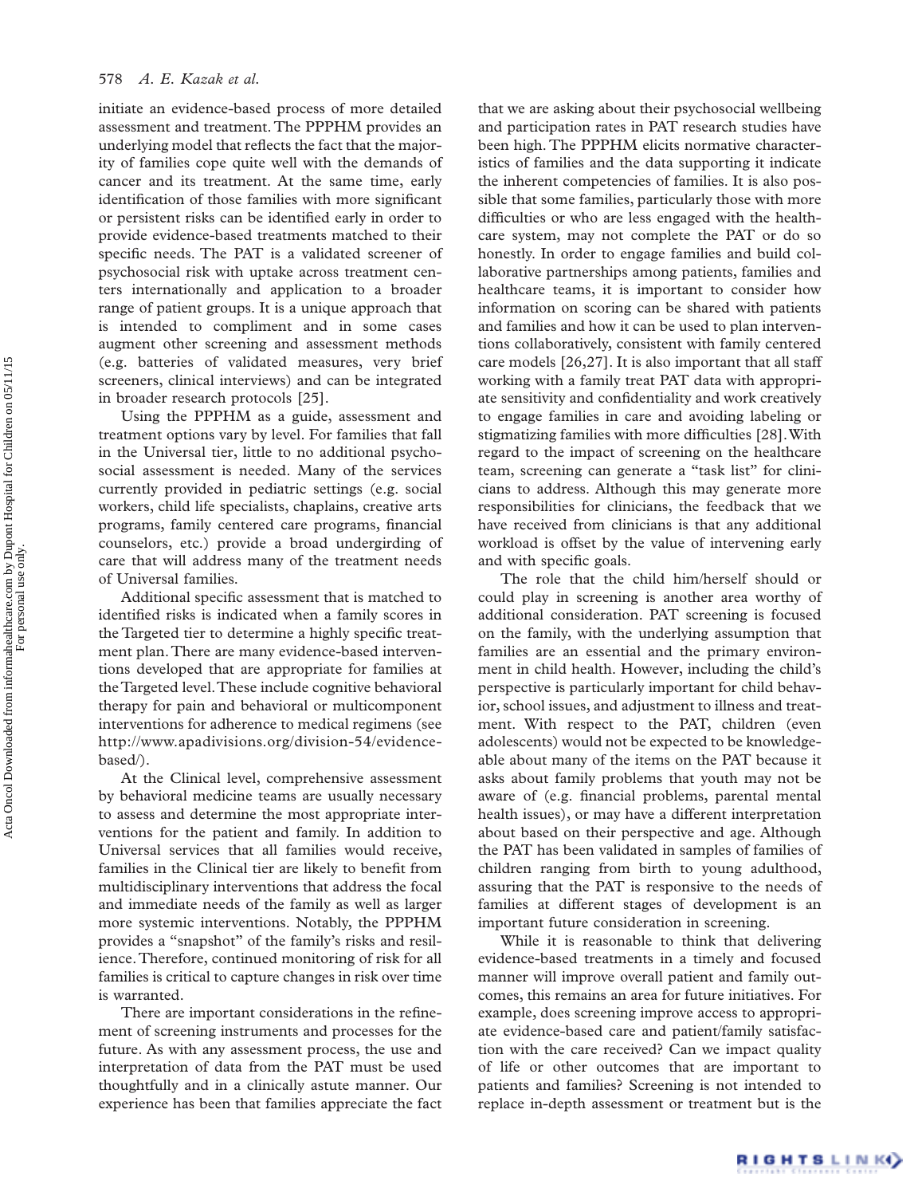initiate an evidence-based process of more detailed assessment and treatment. The PPPHM provides an underlying model that reflects the fact that the majority of families cope quite well with the demands of cancer and its treatment. At the same time, early identification of those families with more significant or persistent risks can be identified early in order to provide evidence-based treatments matched to their specific needs. The PAT is a validated screener of psychosocial risk with uptake across treatment centers internationally and application to a broader range of patient groups. It is a unique approach that is intended to compliment and in some cases augment other screening and assessment methods (e.g. batteries of validated measures, very brief screeners, clinical interviews) and can be integrated in broader research protocols [25].

Using the PPPHM as a guide, assessment and treatment options vary by level. For families that fall in the Universal tier, little to no additional psychosocial assessment is needed. Many of the services currently provided in pediatric settings (e.g. social workers, child life specialists, chaplains, creative arts programs, family centered care programs, financial counselors, etc.) provide a broad undergirding of care that will address many of the treatment needs of Universal families.

Additional specific assessment that is matched to identified risks is indicated when a family scores in the Targeted tier to determine a highly specific treatment plan. There are many evidence-based interventions developed that are appropriate for families at the Targeted level. These include cognitive behavioral therapy for pain and behavioral or multicomponent interventions for adherence to medical regimens (see http://www.apadivisions.org/division-54/evidence-based/).

At the Clinical level, comprehensive assessment by behavioral medicine teams are usually necessary to assess and determine the most appropriate interventions for the patient and family. In addition to Universal services that all families would receive, families in the Clinical tier are likely to benefit from multidisciplinary interventions that address the focal and immediate needs of the family as well as larger more systemic interventions. Notably, the PPPHM provides a "snapshot" of the family's risks and resilience. Therefore, continued monitoring of risk for all families is critical to capture changes in risk over time is warranted.

There are important considerations in the refinement of screening instruments and processes for the future. As with any assessment process, the use and interpretation of data from the PAT must be used thoughtfully and in a clinically astute manner. Our experience has been that families appreciate the fact that we are asking about their psychosocial wellbeing and participation rates in PAT research studies have been high. The PPPHM elicits normative characteristics of families and the data supporting it indicate the inherent competencies of families. It is also possible that some families, particularly those with more difficulties or who are less engaged with the healthcare system, may not complete the PAT or do so honestly. In order to engage families and build collaborative partnerships among patients, families and healthcare teams, it is important to consider how information on scoring can be shared with patients and families and how it can be used to plan interventions collaboratively, consistent with family centered care models [26,27]. It is also important that all staff working with a family treat PAT data with appropriate sensitivity and confidentiality and work creatively to engage families in care and avoiding labeling or stigmatizing families with more difficulties [28]. With regard to the impact of screening on the healthcare team, screening can generate a "task list" for clinicians to address. Although this may generate more responsibilities for clinicians, the feedback that we have received from clinicians is that any additional workload is offset by the value of intervening early and with specific goals.

The role that the child him/herself should or could play in screening is another area worthy of additional consideration. PAT screening is focused on the family, with the underlying assumption that families are an essential and the primary environment in child health. However, including the child's perspective is particularly important for child behavior, school issues, and adjustment to illness and treatment. With respect to the PAT, children (even adolescents) would not be expected to be knowledgeable about many of the items on the PAT because it asks about family problems that youth may not be aware of (e.g. financial problems, parental mental health issues), or may have a different interpretation about based on their perspective and age. Although the PAT has been validated in samples of families of children ranging from birth to young adulthood, assuring that the PAT is responsive to the needs of families at different stages of development is an important future consideration in screening.

While it is reasonable to think that delivering evidence-based treatments in a timely and focused manner will improve overall patient and family outcomes, this remains an area for future initiatives. For example, does screening improve access to appropriate evidence-based care and patient/family satisfaction with the care received? Can we impact quality of life or other outcomes that are important to patients and families? Screening is not intended to replace in-depth assessment or treatment but is the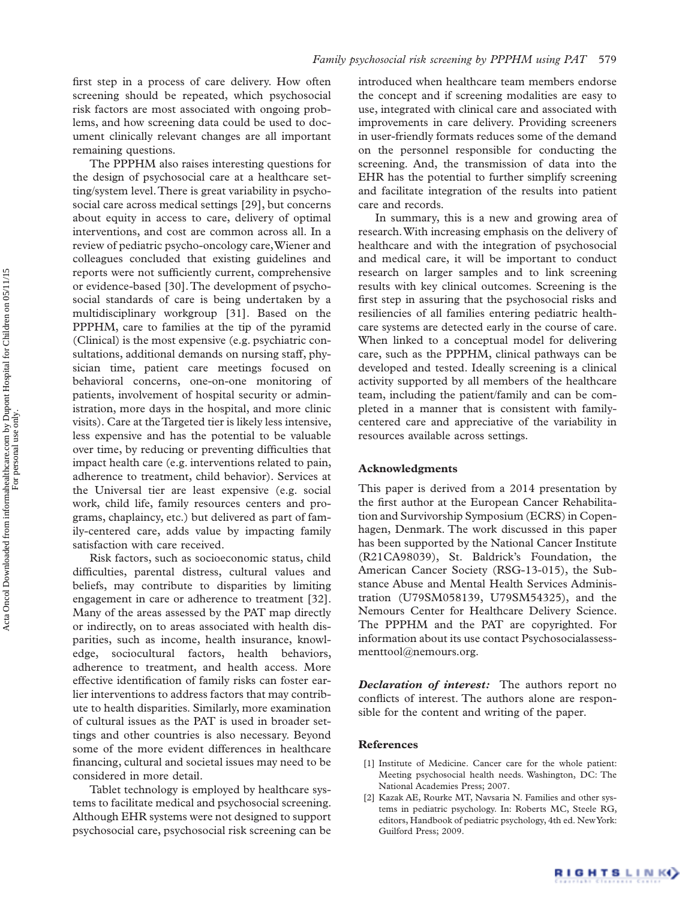first step in a process of care delivery. How often screening should be repeated, which psychosocial risk factors are most associated with ongoing problems, and how screening data could be used to document clinically relevant changes are all important remaining questions.

The PPPHM also raises interesting questions for the design of psychosocial care at a healthcare setting/system level. There is great variability in psychosocial care across medical settings [29], but concerns about equity in access to care, delivery of optimal interventions, and cost are common across all. In a review of pediatric psycho-oncology care, Wiener and colleagues concluded that existing guidelines and reports were not sufficiently current, comprehensive or evidence-based [30]. The development of psychosocial standards of care is being undertaken by a multidisciplinary workgroup [31]. Based on the PPPHM, care to families at the tip of the pyramid (Clinical) is the most expensive (e.g. psychiatric consultations, additional demands on nursing staff, physician time, patient care meetings focused on behavioral concerns, one-on-one monitoring of patients, involvement of hospital security or administration, more days in the hospital, and more clinic visits). Care at the Targeted tier is likely less intensive, less expensive and has the potential to be valuable over time, by reducing or preventing difficulties that impact health care (e.g. interventions related to pain, adherence to treatment, child behavior). Services at the Universal tier are least expensive (e.g. social work, child life, family resources centers and programs, chaplaincy, etc.) but delivered as part of family-centered care, adds value by impacting family satisfaction with care received.

Risk factors, such as socioeconomic status, child difficulties, parental distress, cultural values and beliefs, may contribute to disparities by limiting engagement in care or adherence to treatment [32]. Many of the areas assessed by the PAT map directly or indirectly, on to areas associated with health disparities, such as income, health insurance, knowledge, sociocultural factors, health behaviors, adherence to treatment, and health access. More effective identification of family risks can foster earlier interventions to address factors that may contribute to health disparities. Similarly, more examination of cultural issues as the PAT is used in broader settings and other countries is also necessary. Beyond some of the more evident differences in healthcare financing, cultural and societal issues may need to be considered in more detail.

Tablet technology is employed by healthcare systems to facilitate medical and psychosocial screening. Although EHR systems were not designed to support psychosocial care, psychosocial risk screening can be introduced when healthcare team members endorse the concept and if screening modalities are easy to use, integrated with clinical care and associated with improvements in care delivery. Providing screeners in user-friendly formats reduces some of the demand on the personnel responsible for conducting the screening. And, the transmission of data into the EHR has the potential to further simplify screening and facilitate integration of the results into patient care and records.

In summary, this is a new and growing area of research. With increasing emphasis on the delivery of healthcare and with the integration of psychosocial and medical care, it will be important to conduct research on larger samples and to link screening results with key clinical outcomes. Screening is the first step in assuring that the psychosocial risks and resiliencies of all families entering pediatric healthcare systems are detected early in the course of care. When linked to a conceptual model for delivering care, such as the PPPHM, clinical pathways can be developed and tested. Ideally screening is a clinical activity supported by all members of the healthcare team, including the patient/family and can be completed in a manner that is consistent with family-centered care and appreciative of the variability in resources available across settings.

## Acknowledgments

This paper is derived from a 2014 presentation by the first author at the European Cancer Rehabilitation and Survivorship Symposium (ECRS) in Copenhagen, Denmark. The work discussed in this paper has been supported by the National Cancer Institute (R21CA98039), St. Baldrick's Foundation, the American Cancer Society (RSG-13-015), the Substance Abuse and Mental Health Services Administration (U79SM058139, U79SM54325), and the Nemours Center for Healthcare Delivery Science. The PPPHM and the PAT are copyrighted. For information about its use contact Psychosocialassessmenttool@nemours.org.

***Declaration of interest:*** The authors report no conflicts of interest. The authors alone are responsible for the content and writing of the paper.

## References

[1] Institute of Medicine. Cancer care for the whole patient: Meeting psychosocial health needs. Washington, DC: The National Academies Press; 2007.

[2] Kazak AE, Rourke MT, Navsaria N. Families and other systems in pediatric psychology. In: Roberts MC, Steele RG, editors, Handbook of pediatric psychology, 4th ed. New York: Guilford Press; 2009.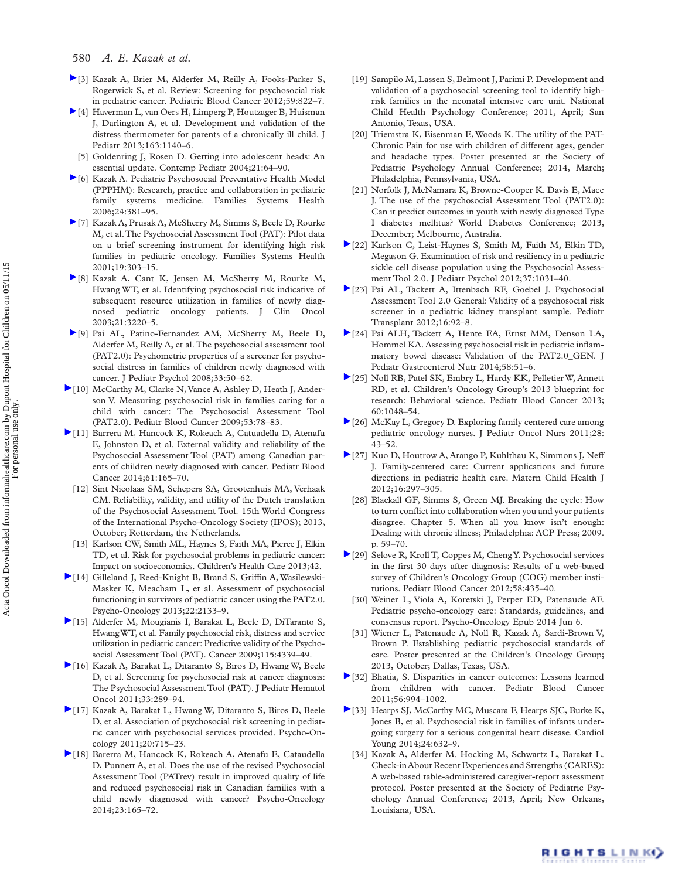[3] Kazak A, Brier M, Alderfer M, Reilly A, Fooks-Parker S, Rogerwick S, et al. Review: Screening for psychosocial risk in pediatric cancer. Pediatric Blood Cancer 2012;59:822–7.

[4] Haverman L, van Oers H, Limperg P, Houtzager B, Huisman J, Darlington A, et al. Development and validation of the distress thermometer for parents of a chronically ill child. J Pediatr 2013;163:1140–6.

[5] Goldenring J, Rosen D. Getting into adolescent heads: An essential update. Contemp Pediatr 2004;21:64–90.

[6] Kazak A. Pediatric Psychosocial Preventative Health Model (PPPHM): Research, practice and collaboration in pediatric family systems medicine. Families Systems Health 2006;24:381–95.

[7] Kazak A, Prusak A, McSherry M, Simms S, Beele D, Rourke M, et al. The Psychosocial Assessment Tool (PAT): Pilot data on a brief screening instrument for identifying high risk families in pediatric oncology. Families Systems Health 2001;19:303–15.

[8] Kazak A, Cant K, Jensen M, McSherry M, Rourke M, Hwang WT, et al. Identifying psychosocial risk indicative of subsequent resource utilization in families of newly diagnosed pediatric oncology patients. J Clin Oncol 2003;21:3220–5.

[9] Pai AL, Patino-Fernandez AM, McSherry M, Beele D, Alderfer M, Reilly A, et al. The psychosocial assessment tool (PAT2.0): Psychometric properties of a screener for psychosocial distress in families of children newly diagnosed with cancer. J Pediatr Psychol 2008;33:50–62.

[10] McCarthy M, Clarke N, Vance A, Ashley D, Heath J, Anderson V. Measuring psychosocial risk in families caring for a child with cancer: The Psychosocial Assessment Tool (PAT2.0). Pediatr Blood Cancer 2009;53:78–83.

[11] Barrera M, Hancock K, Rokeach A, Catuadella D, Atenafu E, Johnston D, et al. External validity and reliability of the Psychosocial Assessment Tool (PAT) among Canadian parents of children newly diagnosed with cancer. Pediatr Blood Cancer 2014;61:165–70.

[12] Sint Nicolaas SM, Schepers SA, Grootenhuis MA, Verhaak CM. Reliability, validity, and utility of the Dutch translation of the Psychosocial Assessment Tool. 15th World Congress of the International Psycho-Oncology Society (IPOS); 2013, October; Rotterdam, the Netherlands.

[13] Karlson CW, Smith ML, Haynes S, Faith MA, Pierce J, Elkin TD, et al. Risk for psychosocial problems in pediatric cancer: Impact on socioeconomics. Children's Health Care 2013;42.

[14] Gilleland J, Reed-Knight B, Brand S, Griffin A, Wasilewski-Masker K, Meacham L, et al. Assessment of psychosocial functioning in survivors of pediatric cancer using the PAT2.0. Psycho-Oncology 2013;22:2133–9.

[15] Alderfer M, Mougianis I, Barakat L, Beele D, DiTaranto S, Hwang WT, et al. Family psychosocial risk, distress and service utilization in pediatric cancer: Predictive validity of the Psychosocial Assessment Tool (PAT). Cancer 2009;115:4339–49.

[16] Kazak A, Barakat L, Ditaranto S, Biros D, Hwang W, Beele D, et al. Screening for psychosocial risk at cancer diagnosis: The Psychosocial Assessment Tool (PAT). J Pediatr Hematol Oncol 2011;33:289–94.

[17] Kazak A, Barakat L, Hwang W, Ditaranto S, Biros D, Beele D, et al. Association of psychosocial risk screening in pediatric cancer with psychosocial services provided. Psycho-Oncology 2011;20:715–23.

[18] Barerra M, Hancock K, Rokeach A, Atenafu E, Cataudella D, Punnett A, et al. Does the use of the revised Psychosocial Assessment Tool (PATrev) result in improved quality of life and reduced psychosocial risk in Canadian families with a child newly diagnosed with cancer? Psycho-Oncology 2014;23:165–72.

[19] Sampilo M, Lassen S, Belmont J, Parimi P. Development and validation of a psychosocial screening tool to identify high-risk families in the neonatal intensive care unit. National Child Health Psychology Conference; 2011, April; San Antonio, Texas, USA.

[20] Triemstra K, Eisenman E, Woods K. The utility of the PAT-Chronic Pain for use with children of different ages, gender and headache types. Poster presented at the Society of Pediatric Psychology Annual Conference; 2014, March; Philadelphia, Pennsylvania, USA.

[21] Norfolk J, McNamara K, Browne-Cooper K. Davis E, Mace J. The use of the psychosocial Assessment Tool (PAT2.0): Can it predict outcomes in youth with newly diagnosed Type I diabetes mellitus? World Diabetes Conference; 2013, December; Melbourne, Australia.

[22] Karlson C, Leist-Haynes S, Smith M, Faith M, Elkin TD, Megason G. Examination of risk and resiliency in a pediatric sickle cell disease population using the Psychosocial Assessment Tool 2.0. J Pediatr Psychol 2012;37:1031–40.

[23] Pai AL, Tackett A, Ittenbach RF, Goebel J. Psychosocial Assessment Tool 2.0 General: Validity of a psychosocial risk screener in a pediatric kidney transplant sample. Pediatr Transplant 2012;16:92–8.

[24] Pai ALH, Tackett A, Hente EA, Ernst MM, Denson LA, Hommel KA. Assessing psychosocial risk in pediatric inflammatory bowel disease: Validation of the PAT2.0_GEN. J Pediatr Gastroenterol Nutr 2014;58:51–6.

[25] Noll RB, Patel SK, Embry L, Hardy KK, Pelletier W, Annett RD, et al. Children's Oncology Group's 2013 blueprint for research: Behavioral science. Pediatr Blood Cancer 2013;60:1048–54.

[26] McKay L, Gregory D. Exploring family centered care among pediatric oncology nurses. J Pediatr Oncol Nurs 2011;28:43–52.

[27] Kuo D, Houtrow A, Arango P, Kuhlthau K, Simmons J, Neff J. Family-centered care: Current applications and future directions in pediatric health care. Matern Child Health J 2012;16:297–305.

[28] Blackall GF, Simms S, Green MJ. Breaking the cycle: How to turn conflict into collaboration when you and your patients disagree. Chapter 5. When all you know isn't enough: Dealing with chronic illness; Philadelphia: ACP Press; 2009. p. 59–70.

[29] Selove R, Kroll T, Coppes M, Cheng Y. Psychosocial services in the first 30 days after diagnosis: Results of a web-based survey of Children's Oncology Group (COG) member institutions. Pediatr Blood Cancer 2012;58:435–40.

[30] Weiner L, Viola A, Koretski J, Perper ED, Patenaude AF. Pediatric psycho-oncology care: Standards, guidelines, and consensus report. Psycho-Oncology Epub 2014 Jun 6.

[31] Wiener L, Patenaude A, Noll R, Kazak A, Sardi-Brown V, Brown P. Establishing pediatric psychosocial standards of care. Poster presented at the Children's Oncology Group; 2013, October; Dallas, Texas, USA.

[32] Bhatia, S. Disparities in cancer outcomes: Lessons learned from children with cancer. Pediatr Blood Cancer 2011;56:994–1002.

[33] Hearps SJ, McCarthy MC, Muscara F, Hearps SJC, Burke K, Jones B, et al. Psychosocial risk in families of infants undergoing surgery for a serious congenital heart disease. Cardiol Young 2014;24:632–9.

[34] Kazak A, Alderfer M. Hocking M, Schwartz L, Barakat L. Check-in About Recent Experiences and Strengths (CARES): A web-based table-administered caregiver-report assessment protocol. Poster presented at the Society of Pediatric Psychology Annual Conference; 2013, April; New Orleans, Louisiana, USA.